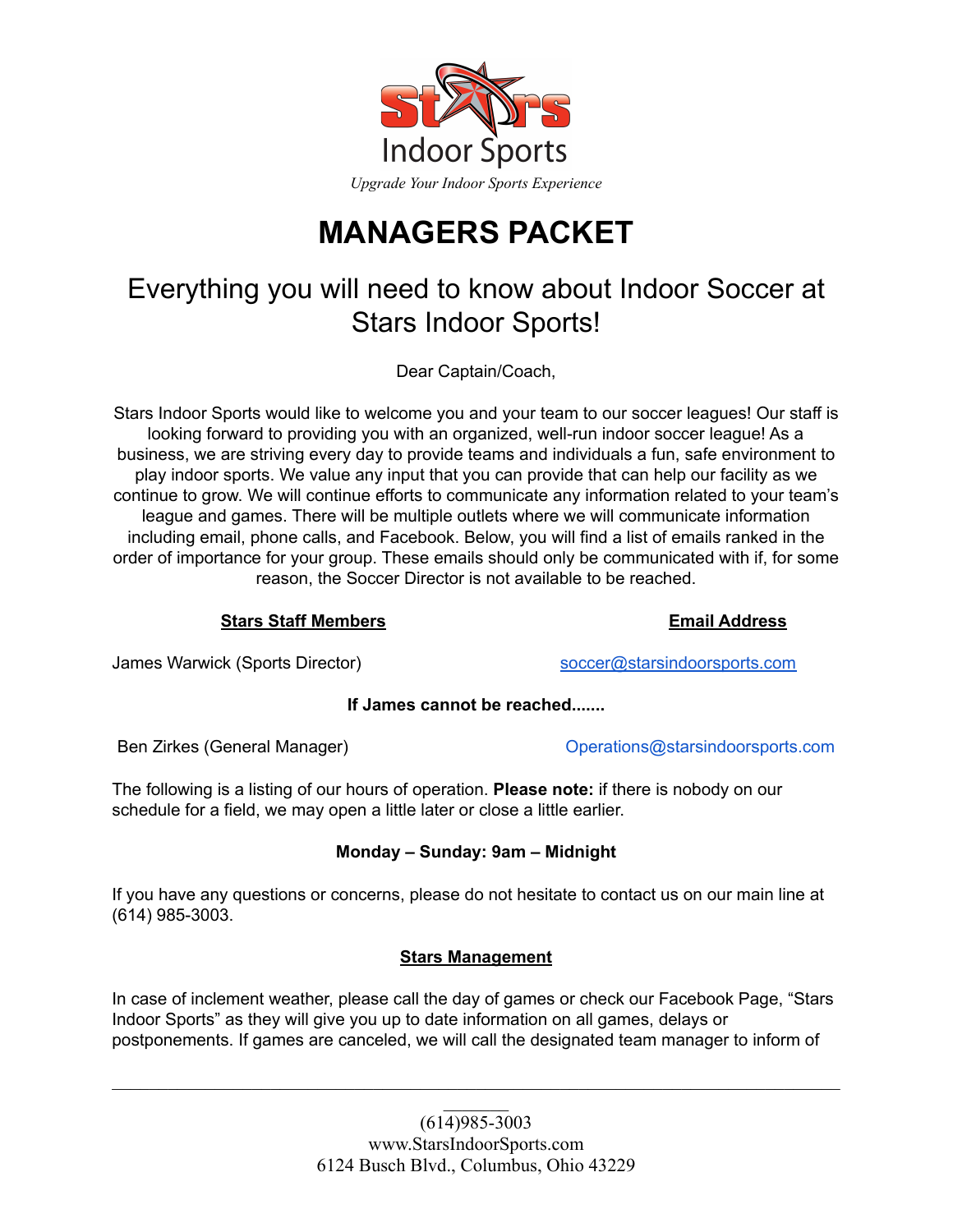Stars Indoor Sports

*Upgrade Your Indoor Sports Experience*

# MANAGERS PACKET

## Everything you will need to know about Indoor Soccer at Stars Indoor Sports!

Dear Captain/Coach,

Stars Indoor Sports would like to welcome you and your team to our soccer leagues! Our staff is looking forward to providing you with an organized, well-run indoor soccer league! As a business, we are striving every day to provide teams and individuals a fun, safe environment to play indoor sports. We value any input that you can provide that can help our facility as we continue to grow. We will continue efforts to communicate any information related to your team's league and games. There will be multiple outlets where we will communicate information including email, phone calls, and Facebook. Below, you will find a list of emails ranked in the order of importance for your group. These emails should only be communicated with if, for some reason, the Soccer Director is not available to be reached.

| **Stars Staff Members** | **Email Address** |
| --- | --- |
| James Warwick (Sports Director) | soccer@starsindoorsports.com |
| **If James cannot be reached.......** | |
| Ben Zirkes (General Manager) | Operations@starsindoorsports.com |

The following is a listing of our hours of operation. **Please note:** if there is nobody on our schedule for a field, we may open a little later or close a little earlier.

**Monday – Sunday: 9am – Midnight**

If you have any questions or concerns, please do not hesitate to contact us on our main line at (614) 985-3003.

### Stars Management

In case of inclement weather, please call the day of games or check our Facebook Page, "Stars Indoor Sports" as they will give you up to date information on all games, delays or postponements. If games are canceled, we will call the designated team manager to inform of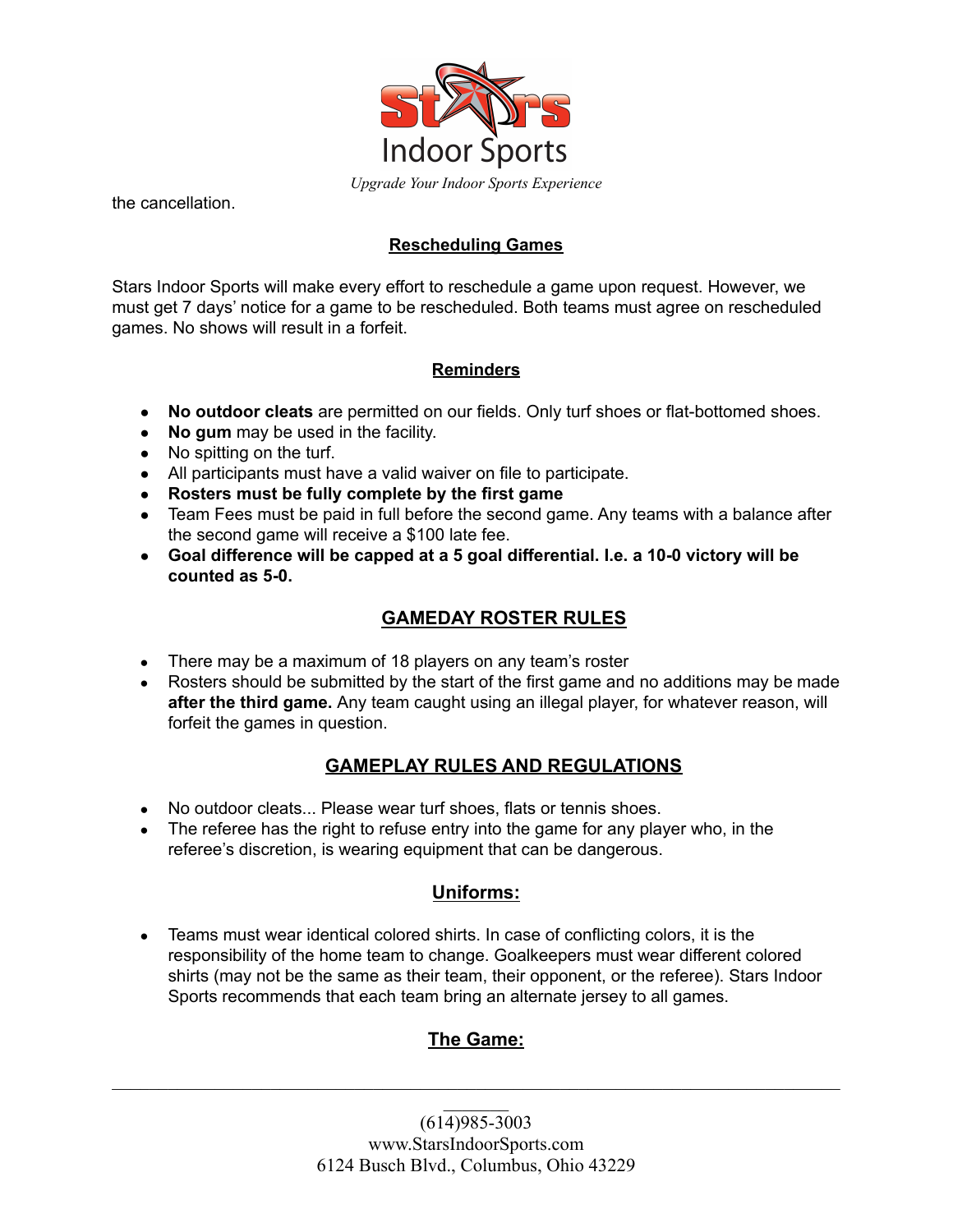the cancellation.

## Rescheduling Games

Stars Indoor Sports will make every effort to reschedule a game upon request. However, we must get 7 days' notice for a game to be rescheduled. Both teams must agree on rescheduled games. No shows will result in a forfeit.

## Reminders

- **No outdoor cleats** are permitted on our fields. Only turf shoes or flat-bottomed shoes.
- **No gum** may be used in the facility.
- No spitting on the turf.
- All participants must have a valid waiver on file to participate.
- **Rosters must be fully complete by the first game**
- Team Fees must be paid in full before the second game. Any teams with a balance after the second game will receive a $100 late fee.
- **Goal difference will be capped at a 5 goal differential. I.e. a 10-0 victory will be counted as 5-0.**

## GAMEDAY ROSTER RULES

- There may be a maximum of 18 players on any team's roster
- Rosters should be submitted by the start of the first game and no additions may be made **after the third game.** Any team caught using an illegal player, for whatever reason, will forfeit the games in question.

## GAMEPLAY RULES AND REGULATIONS

- No outdoor cleats... Please wear turf shoes, flats or tennis shoes.
- The referee has the right to refuse entry into the game for any player who, in the referee's discretion, is wearing equipment that can be dangerous.

### Uniforms:

- Teams must wear identical colored shirts. In case of conflicting colors, it is the responsibility of the home team to change. Goalkeepers must wear different colored shirts (may not be the same as their team, their opponent, or the referee). Stars Indoor Sports recommends that each team bring an alternate jersey to all games.

### The Game: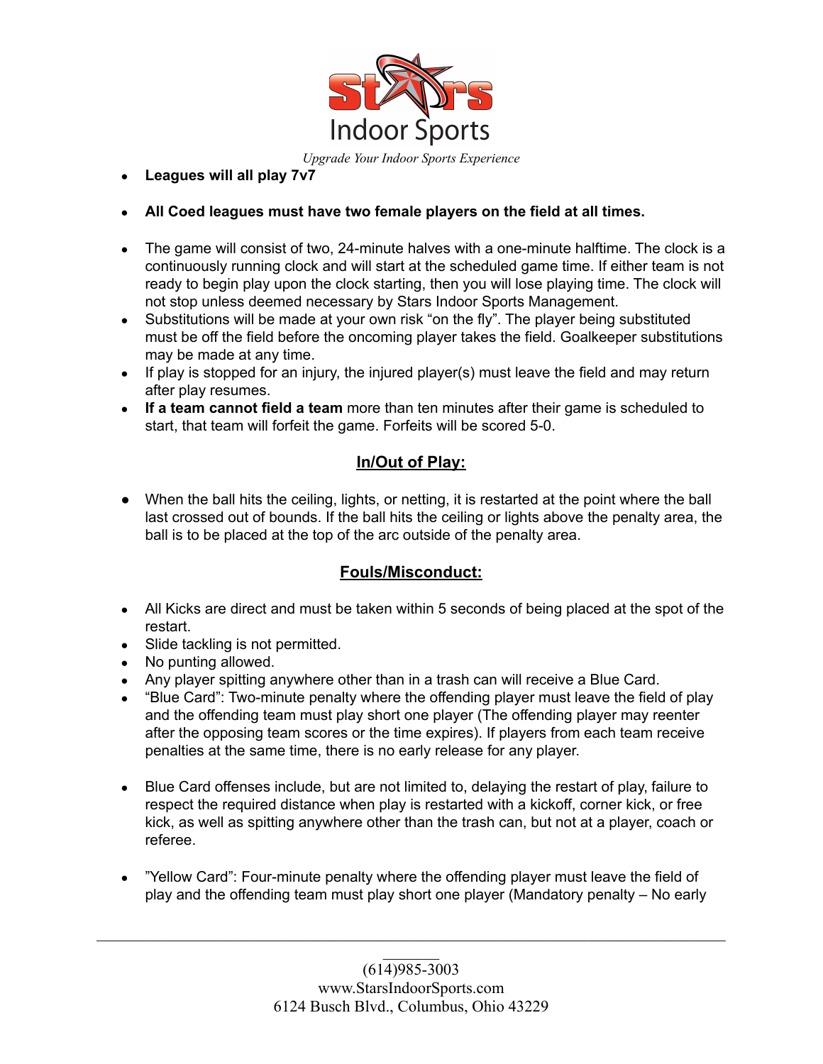- **Leagues will all play 7v7**

- **All Coed leagues must have two female players on the field at all times.**

- The game will consist of two, 24-minute halves with a one-minute halftime. The clock is a continuously running clock and will start at the scheduled game time. If either team is not ready to begin play upon the clock starting, then you will lose playing time. The clock will not stop unless deemed necessary by Stars Indoor Sports Management.
- Substitutions will be made at your own risk “on the fly”. The player being substituted must be off the field before the oncoming player takes the field. Goalkeeper substitutions may be made at any time.
- If play is stopped for an injury, the injured player(s) must leave the field and may return after play resumes.
- **If a team cannot field a team** more than ten minutes after their game is scheduled to start, that team will forfeit the game. Forfeits will be scored 5-0.

## In/Out of Play:

- When the ball hits the ceiling, lights, or netting, it is restarted at the point where the ball last crossed out of bounds. If the ball hits the ceiling or lights above the penalty area, the ball is to be placed at the top of the arc outside of the penalty area.

## Fouls/Misconduct:

- All Kicks are direct and must be taken within 5 seconds of being placed at the spot of the restart.
- Slide tackling is not permitted.
- No punting allowed.
- Any player spitting anywhere other than in a trash can will receive a Blue Card.
- “Blue Card”: Two-minute penalty where the offending player must leave the field of play and the offending team must play short one player (The offending player may reenter after the opposing team scores or the time expires). If players from each team receive penalties at the same time, there is no early release for any player.

- Blue Card offenses include, but are not limited to, delaying the restart of play, failure to respect the required distance when play is restarted with a kickoff, corner kick, or free kick, as well as spitting anywhere other than the trash can, but not at a player, coach or referee.

- ”Yellow Card”: Four-minute penalty where the offending player must leave the field of play and the offending team must play short one player (Mandatory penalty – No early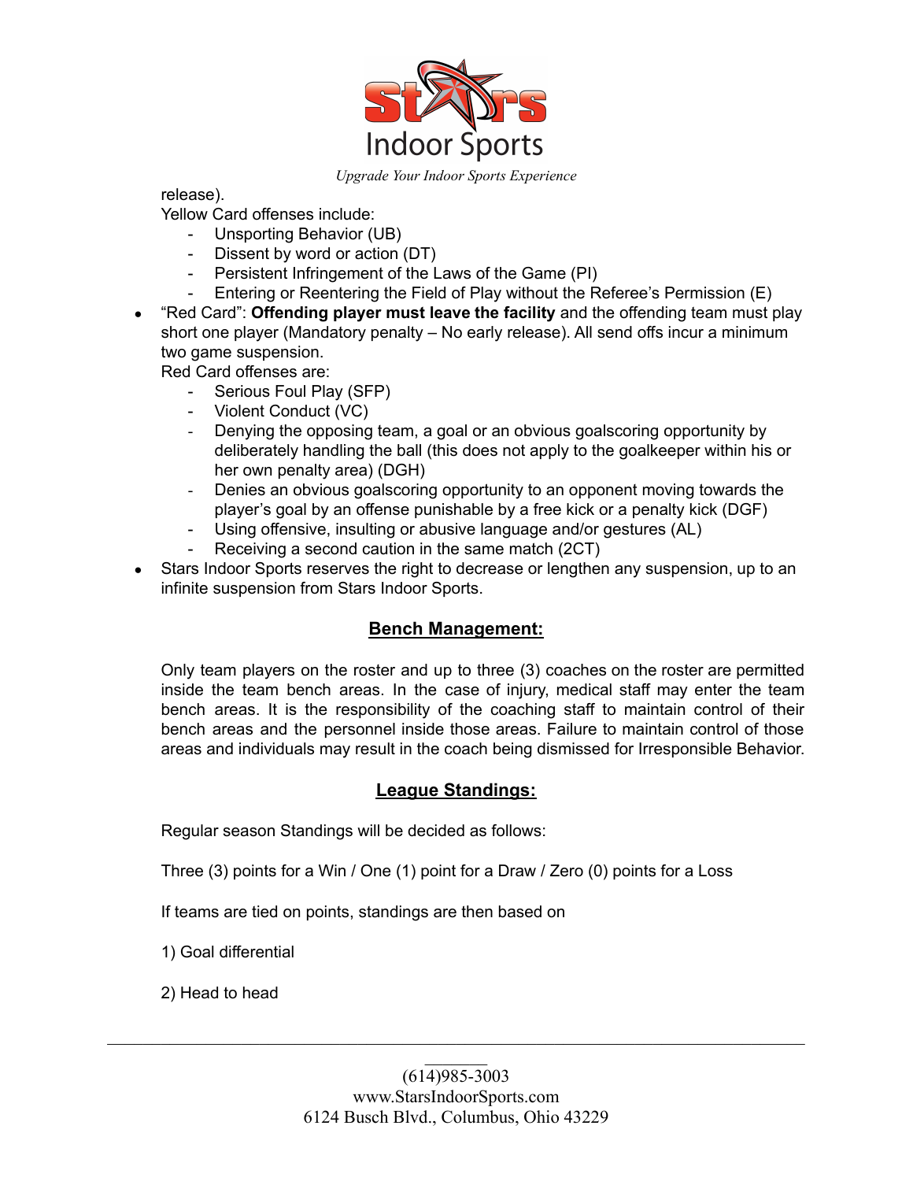release).

Yellow Card offenses include:

- Unsporting Behavior (UB)
- Dissent by word or action (DT)
- Persistent Infringement of the Laws of the Game (PI)
- Entering or Reentering the Field of Play without the Referee's Permission (E)

- "Red Card": **Offending player must leave the facility** and the offending team must play short one player (Mandatory penalty – No early release). All send offs incur a minimum two game suspension.

  Red Card offenses are:

  - Serious Foul Play (SFP)
  - Violent Conduct (VC)
  - Denying the opposing team, a goal or an obvious goalscoring opportunity by deliberately handling the ball (this does not apply to the goalkeeper within his or her own penalty area) (DGH)
  - Denies an obvious goalscoring opportunity to an opponent moving towards the player's goal by an offense punishable by a free kick or a penalty kick (DGF)
  - Using offensive, insulting or abusive language and/or gestures (AL)
  - Receiving a second caution in the same match (2CT)

- Stars Indoor Sports reserves the right to decrease or lengthen any suspension, up to an infinite suspension from Stars Indoor Sports.

## Bench Management:

Only team players on the roster and up to three (3) coaches on the roster are permitted inside the team bench areas. In the case of injury, medical staff may enter the team bench areas. It is the responsibility of the coaching staff to maintain control of their bench areas and the personnel inside those areas. Failure to maintain control of those areas and individuals may result in the coach being dismissed for Irresponsible Behavior.

## League Standings:

Regular season Standings will be decided as follows:

Three (3) points for a Win / One (1) point for a Draw / Zero (0) points for a Loss

If teams are tied on points, standings are then based on

1) Goal differential

2) Head to head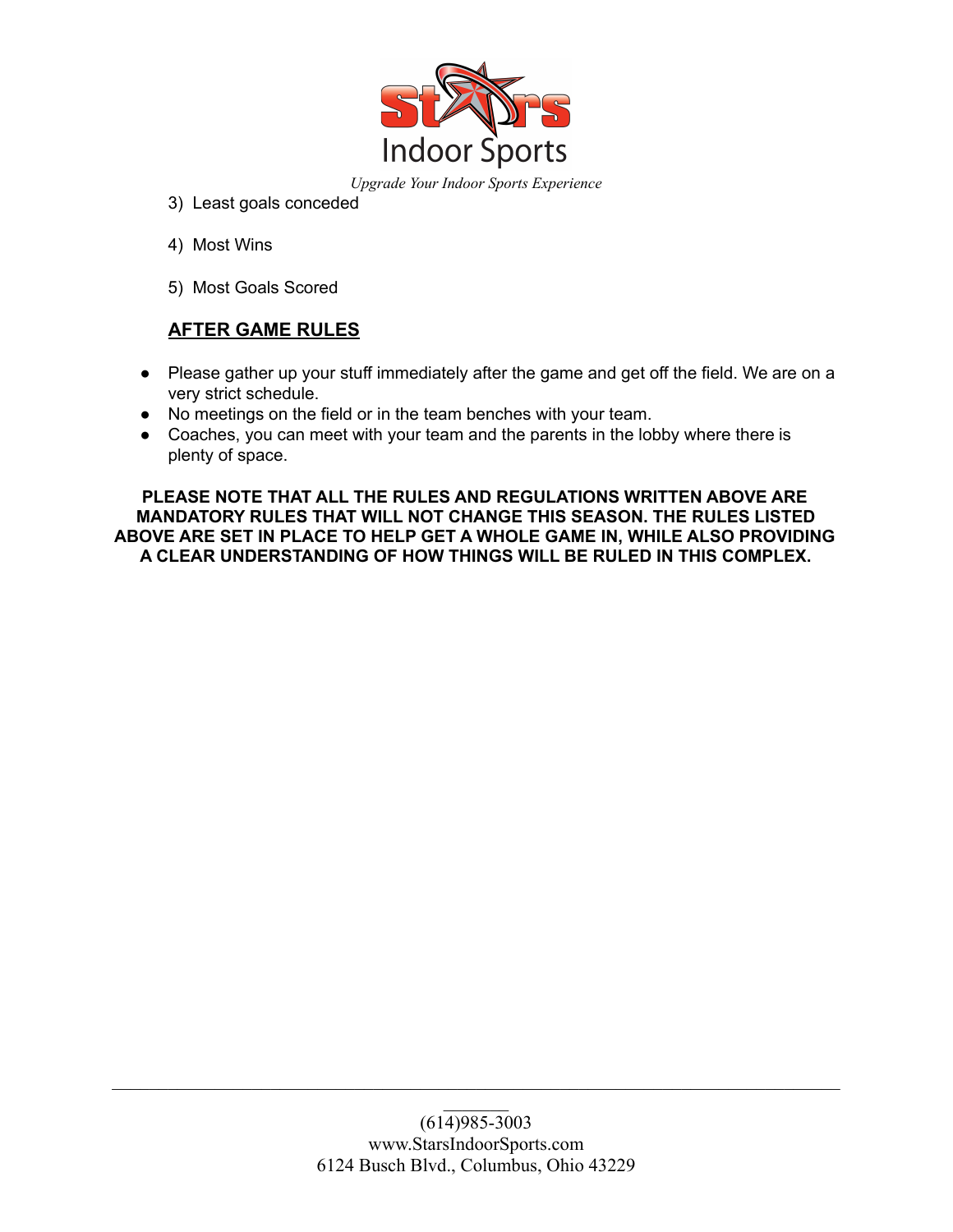3) Least goals conceded

4) Most Wins

5) Most Goals Scored

## AFTER GAME RULES

- Please gather up your stuff immediately after the game and get off the field. We are on a very strict schedule.
- No meetings on the field or in the team benches with your team.
- Coaches, you can meet with your team and the parents in the lobby where there is plenty of space.

**PLEASE NOTE THAT ALL THE RULES AND REGULATIONS WRITTEN ABOVE ARE MANDATORY RULES THAT WILL NOT CHANGE THIS SEASON. THE RULES LISTED ABOVE ARE SET IN PLACE TO HELP GET A WHOLE GAME IN, WHILE ALSO PROVIDING A CLEAR UNDERSTANDING OF HOW THINGS WILL BE RULED IN THIS COMPLEX.**